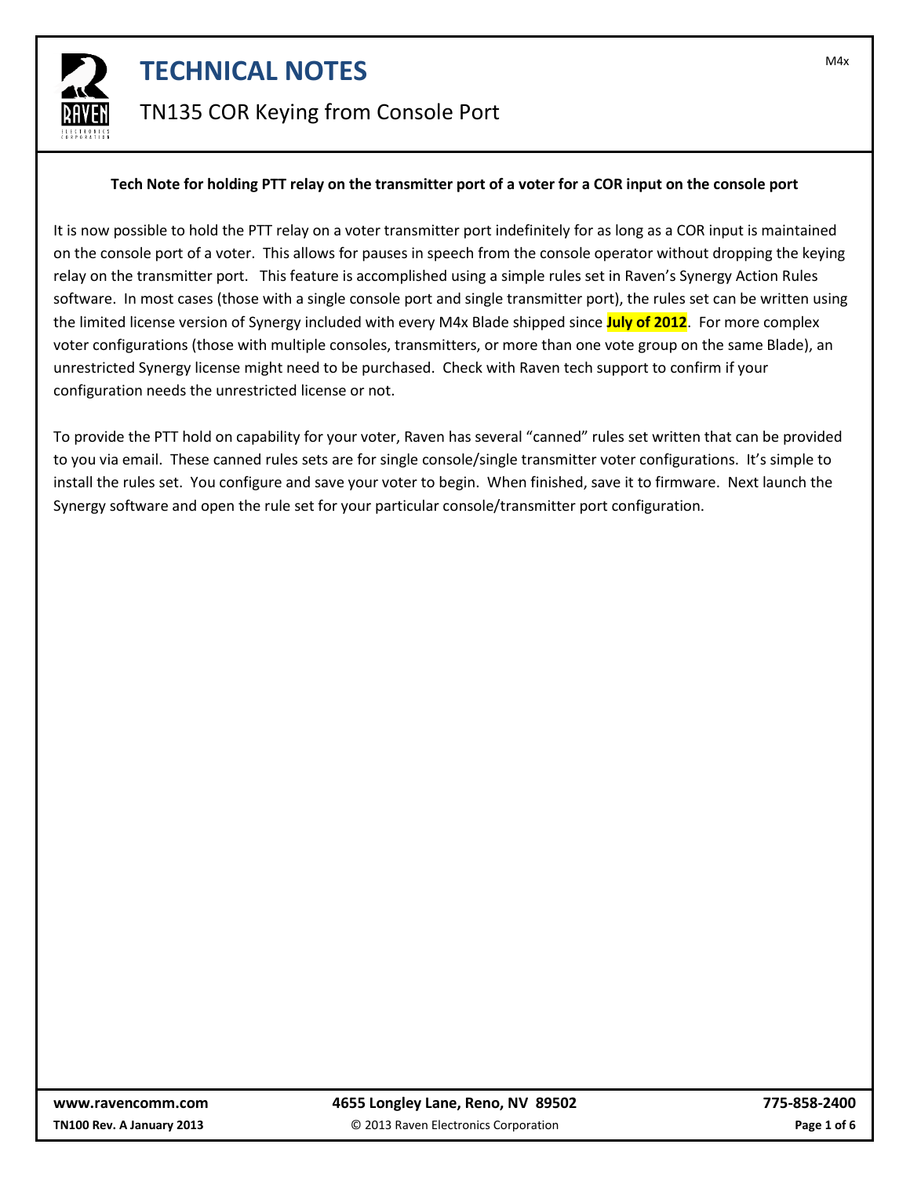# TECHNICAL NOTES

## TN135 COR Keying from Console Port

**Tech Note for holding PTT relay on the transmitter port of a voter for a COR input on the console port**

It is now possible to hold the PTT relay on a voter transmitter port indefinitely for as long as a COR input is maintained on the console port of a voter. This allows for pauses in speech from the console operator without dropping the keying relay on the transmitter port. This feature is accomplished using a simple rules set in Raven's Synergy Action Rules software. In most cases (those with a single console port and single transmitter port), the rules set can be written using the limited license version of Synergy included with every M4x Blade shipped since **July of 2012**. For more complex voter configurations (those with multiple consoles, transmitters, or more than one vote group on the same Blade), an unrestricted Synergy license might need to be purchased. Check with Raven tech support to confirm if your configuration needs the unrestricted license or not.

To provide the PTT hold on capability for your voter, Raven has several "canned" rules set written that can be provided to you via email. These canned rules sets are for single console/single transmitter voter configurations. It's simple to install the rules set. You configure and save your voter to begin. When finished, save it to firmware. Next launch the Synergy software and open the rule set for your particular console/transmitter port configuration.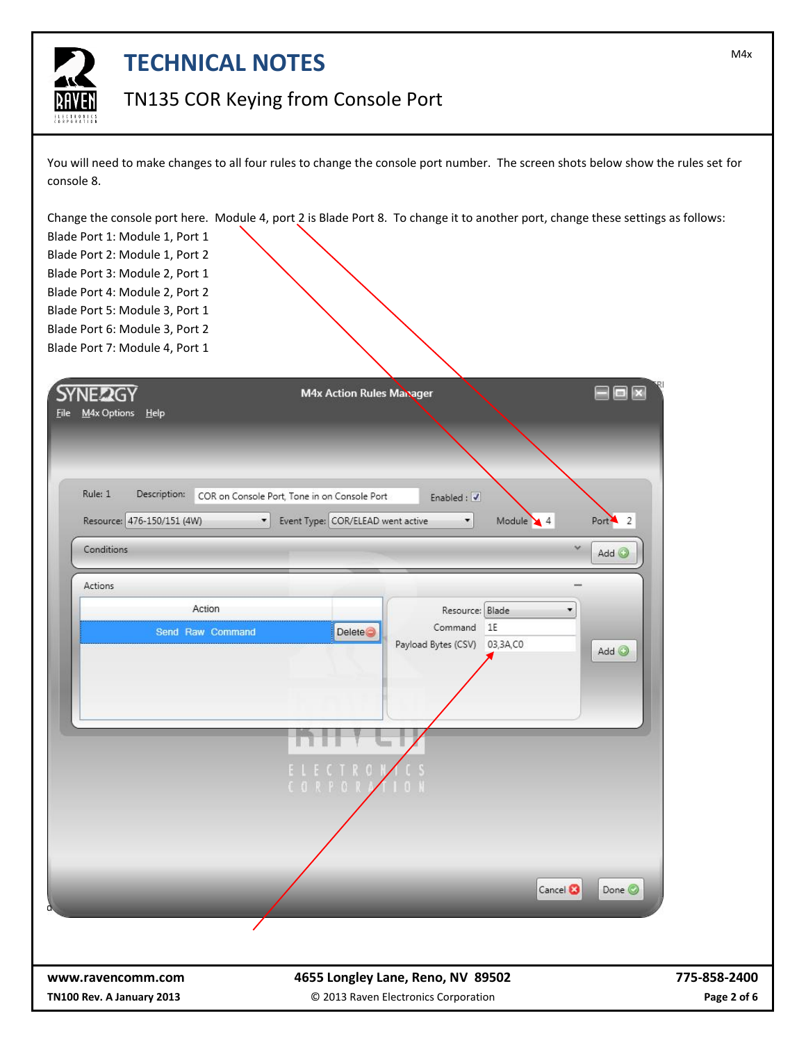You will need to make changes to all four rules to change the console port number. The screen shots below show the rules set for console 8.

Change the console port here. Module 4, port 2 is Blade Port 8. To change it to another port, change these settings as follows:

Blade Port 1: Module 1, Port 1
Blade Port 2: Module 1, Port 2
Blade Port 3: Module 2, Port 1
Blade Port 4: Module 2, Port 2
Blade Port 5: Module 3, Port 1
Blade Port 6: Module 3, Port 2
Blade Port 7: Module 4, Port 1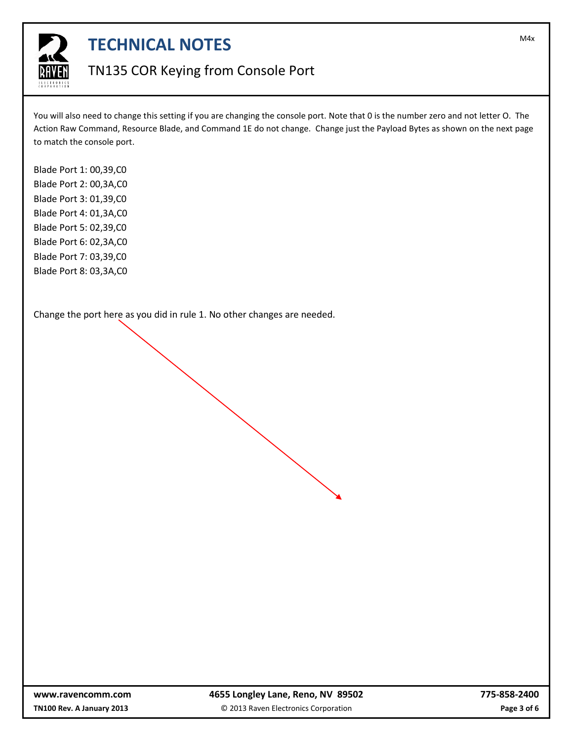You will also need to change this setting if you are changing the console port. Note that 0 is the number zero and not letter O. The Action Raw Command, Resource Blade, and Command 1E do not change. Change just the Payload Bytes as shown on the next page to match the console port.

Blade Port 1: 00,39,C0
Blade Port 2: 00,3A,C0
Blade Port 3: 01,39,C0
Blade Port 4: 01,3A,C0
Blade Port 5: 02,39,C0
Blade Port 6: 02,3A,C0
Blade Port 7: 03,39,C0
Blade Port 8: 03,3A,C0

Change the port here as you did in rule 1. No other changes are needed.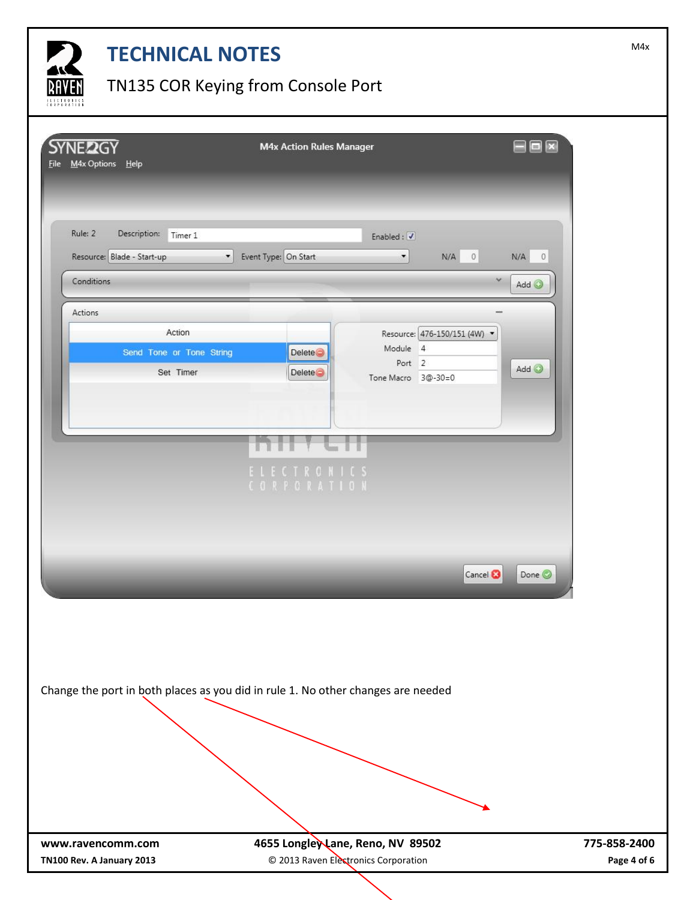# TECHNICAL NOTES

## TN135 COR Keying from Console Port

SYNERGY — M4x Action Rules Manager

File  M4x Options  Help

Rule: 2  Description: Timer 1  Enabled: ☑

Resource: Blade - Start-up  Event Type: On Start  N/A 0  N/A 0

Conditions  Add

Actions

| Action | |
|---|---|
| Send Tone or Tone String | Delete |
| Set Timer | Delete |

Resource: 476-150/151 (4W)
Module: 4
Port: 2
Tone Macro: 3@-30=0

Add

Cancel  Done

Change the port in both places as you did in rule 1. No other changes are needed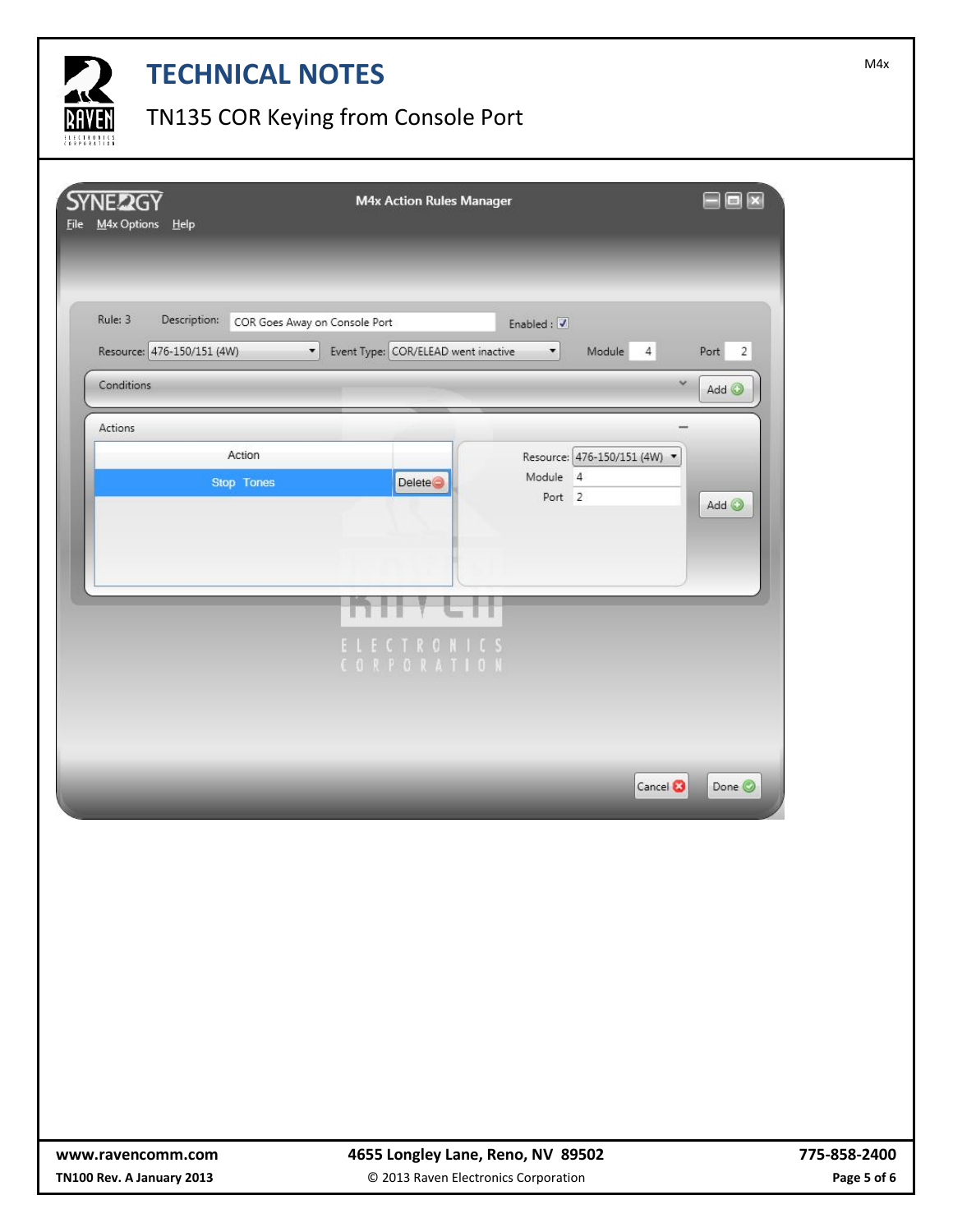SYNERGY

M4x Action Rules Manager

File  M4x Options  Help

Rule: 3  Description: COR Goes Away on Console Port  Enabled : ☑

Resource: 476-150/151 (4W)  Event Type: COR/ELEAD went inactive  Module 4  Port 2

Conditions  Add

Actions

| Action | |
|---|---|
| Stop Tones | Delete |

Resource: 476-150/151 (4W)
Module 4
Port 2

Add

Cancel  Done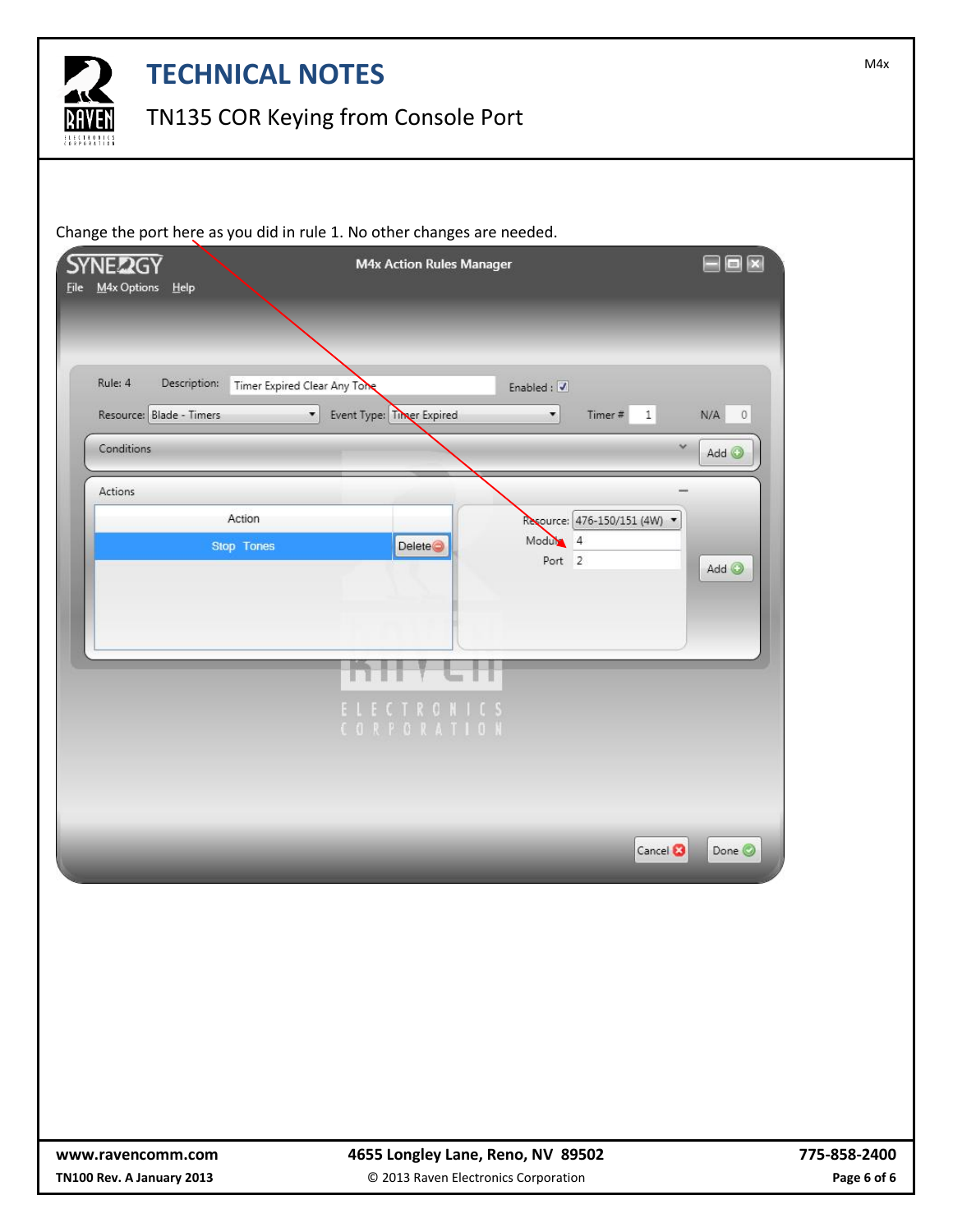Change the port here as you did in rule 1. No other changes are needed.

SYNERGY

M4x Action Rules Manager

File M4x Options Help

Rule: 4 Description: Timer Expired Clear Any Tone Enabled : ✓

Resource: Blade - Timers Event Type: Timer Expired Timer # 1 N/A 0

Conditions Add

Actions

| Action | |
|---|---|
| Stop Tones | Delete |

Resource: 476-150/151 (4W)

Module 4

Port 2

Add

Cancel Done